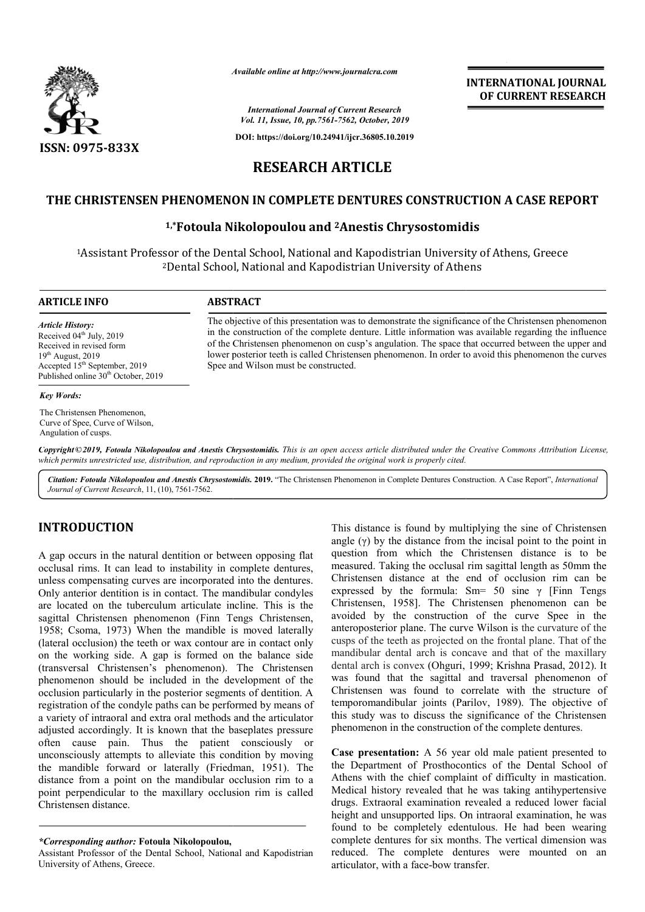# RESEARCH ARTICLE

## THE CHRISTENSEN PHENOMENON IN COMPLETE DENTURES CONSTRUCTION A CASE REPORT

**[1,*]Fotoula Nikolopoulou and [2]Anestis Chrysostomidis**

[1]Assistant Professor of the Dental School, National and Kapodistrian University of Athens, Greece
[2]Dental School, National and Kapodistrian University of Athens

### ARTICLE INFO

*Article History:*
Received 04th July, 2019
Received in revised form 19th August, 2019
Accepted 15th September, 2019
Published online 30th October, 2019

*Key Words:*
The Christensen Phenomenon, Curve of Spee, Curve of Wilson, Angulation of cusps.

### ABSTRACT

The objective of this presentation was to demonstrate the significance of the Christensen phenomenon in the construction of the complete denture. Little information was available regarding the influence of the Christensen phenomenon on cusp's angulation. The space that occurred between the upper and lower posterior teeth is called Christensen phenomenon. In order to avoid this phenomenon the curves Spee and Wilson must be constructed.

*Copyright©2019, Fotoula Nikolopoulou and Anestis Chrysostomidis. This is an open access article distributed under the Creative Commons Attribution License, which permits unrestricted use, distribution, and reproduction in any medium, provided the original work is properly cited.*

***Citation: Fotoula Nikolopoulou and Anestis Chrysostomidis. 2019.*** "The Christensen Phenomenon in Complete Dentures Construction. A Case Report", *International Journal of Current Research*, 11, (10), 7561-7562.

## INTRODUCTION

A gap occurs in the natural dentition or between opposing flat occlusal rims. It can lead to instability in complete dentures, unless compensating curves are incorporated into the dentures. Only anterior dentition is in contact. The mandibular condyles are located on the tuberculum articulate incline. This is the sagittal Christensen phenomenon (Finn Tengs Christensen, 1958; Csoma, 1973) When the mandible is moved laterally (lateral occlusion) the teeth or wax contour are in contact only on the working side. A gap is formed on the balance side (transversal Christensen's phenomenon). The Christensen phenomenon should be included in the development of the occlusion particularly in the posterior segments of dentition. A registration of the condyle paths can be performed by means of a variety of intraoral and extra oral methods and the articulator adjusted accordingly. It is known that the baseplates pressure often cause pain. Thus the patient consciously or unconsciously attempts to alleviate this condition by moving the mandible forward or laterally (Friedman, 1951). The distance from a point on the mandibular occlusion rim to a point perpendicular to the maxillary occlusion rim is called Christensen distance.

This distance is found by multiplying the sine of Christensen angle ($\gamma$) by the distance from the incisal point to the point in question from which the Christensen distance is to be measured. Taking the occlusal rim sagittal length as 50mm the Christensen distance at the end of occlusion rim can be expressed by the formula: Sm= 50 sine $\gamma$ [Finn Tengs Christensen, 1958]. The Christensen phenomenon can be avoided by the construction of the curve Spee in the anteroposterior plane. The curve Wilson is the curvature of the cusps of the teeth as projected on the frontal plane. That of the mandibular dental arch is concave and that of the maxillary dental arch is convex (Ohguri, 1999; Krishna Prasad, 2012). It was found that the sagittal and traversal phenomenon of Christensen was found to correlate with the structure of temporomandibular joints (Parilov, 1989). The objective of this study was to discuss the significance of the Christensen phenomenon in the construction of the complete dentures.

**Case presentation:** A 56 year old male patient presented to the Department of Prosthocontics of the Dental School of Athens with the chief complaint of difficulty in mastication. Medical history revealed that he was taking antihypertensive drugs. Extraoral examination revealed a reduced lower facial height and unsupported lips. On intraoral examination, he was found to be completely edentulous. He had been wearing complete dentures for six months. The vertical dimension was reduced. The complete dentures were mounted on an articulator, with a face-bow transfer.

***Corresponding author:** Fotoula Nikolopoulou,
Assistant Professor of the Dental School, National and Kapodistrian University of Athens, Greece.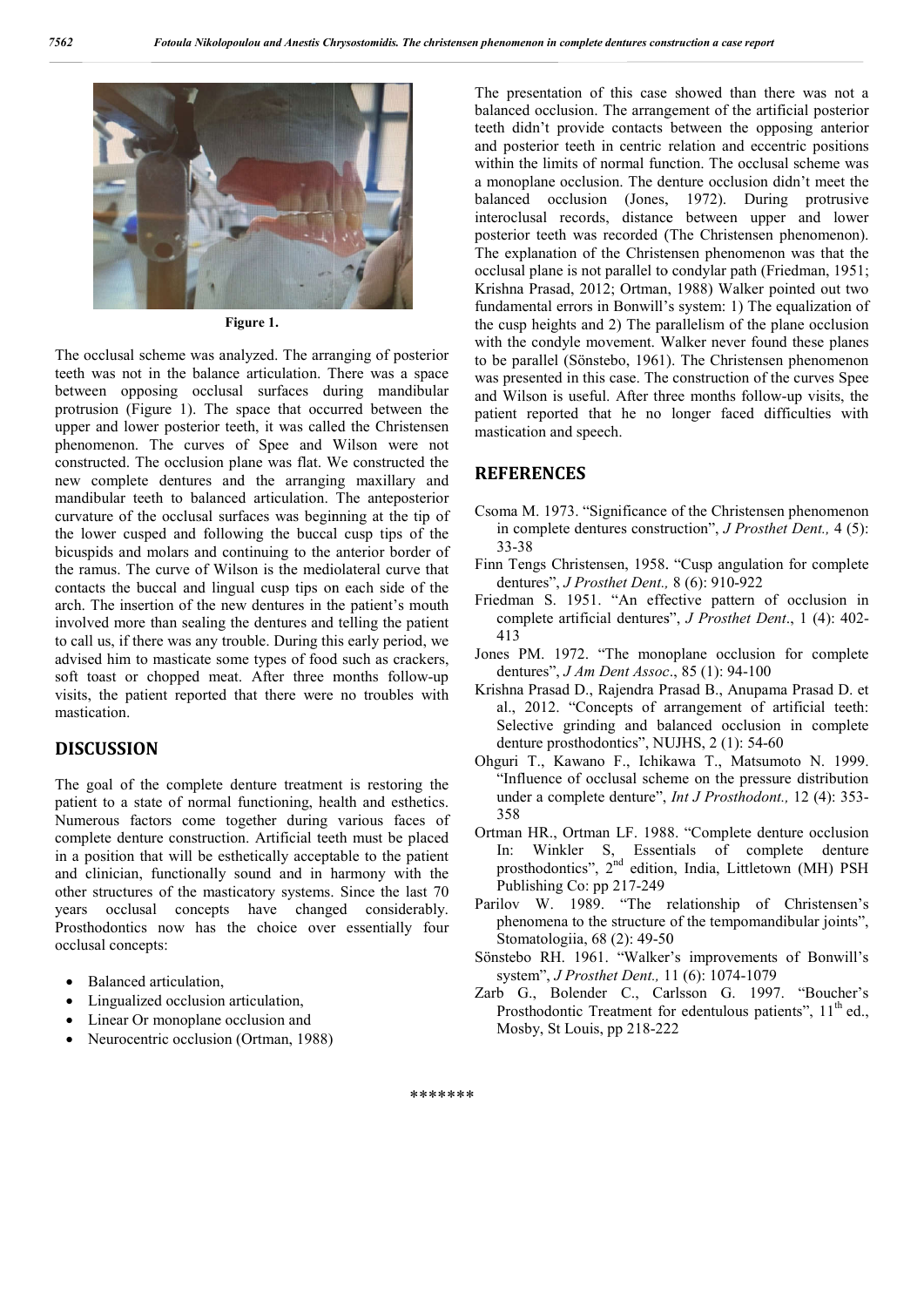Figure 1.

The occlusal scheme was analyzed. The arranging of posterior teeth was not in the balance articulation. There was a space between opposing occlusal surfaces during mandibular protrusion (Figure 1). The space that occurred between the upper and lower posterior teeth, it was called the Christensen phenomenon. The curves of Spee and Wilson were not constructed. The occlusion plane was flat. We constructed the new complete dentures and the arranging maxillary and mandibular teeth to balanced articulation. The anteposterior curvature of the occlusal surfaces was beginning at the tip of the lower cusped and following the buccal cusp tips of the bicuspids and molars and continuing to the anterior border of the ramus. The curve of Wilson is the mediolateral curve that contacts the buccal and lingual cusp tips on each side of the arch. The insertion of the new dentures in the patient's mouth involved more than sealing the dentures and telling the patient to call us, if there was any trouble. During this early period, we advised him to masticate some types of food such as crackers, soft toast or chopped meat. After three months follow-up visits, the patient reported that there were no troubles with mastication.

## DISCUSSION

The goal of the complete denture treatment is restoring the patient to a state of normal functioning, health and esthetics. Numerous factors come together during various faces of complete denture construction. Artificial teeth must be placed in a position that will be esthetically acceptable to the patient and clinician, functionally sound and in harmony with the other structures of the masticatory systems. Since the last 70 years occlusal concepts have changed considerably. Prosthodontics now has the choice over essentially four occlusal concepts:

- Balanced articulation,
- Lingualized occlusion articulation,
- Linear Or monoplane occlusion and
- Neurocentric occlusion (Ortman, 1988)

The presentation of this case showed than there was not a balanced occlusion. The arrangement of the artificial posterior teeth didn't provide contacts between the opposing anterior and posterior teeth in centric relation and eccentric positions within the limits of normal function. The occlusal scheme was a monoplane occlusion. The denture occlusion didn't meet the balanced occlusion (Jones, 1972). During protrusive interoclusal records, distance between upper and lower posterior teeth was recorded (The Christensen phenomenon). The explanation of the Christensen phenomenon was that the occlusal plane is not parallel to condylar path (Friedman, 1951; Krishna Prasad, 2012; Ortman, 1988) Walker pointed out two fundamental errors in Bonwill's system: 1) The equalization of the cusp heights and 2) The parallelism of the plane occlusion with the condyle movement. Walker never found these planes to be parallel (Sönstebo, 1961). The Christensen phenomenon was presented in this case. The construction of the curves Spee and Wilson is useful. After three months follow-up visits, the patient reported that he no longer faced difficulties with mastication and speech.

## REFERENCES

Csoma M. 1973. "Significance of the Christensen phenomenon in complete dentures construction", *J Prosthet Dent.,* 4 (5): 33-38

Finn Tengs Christensen, 1958. "Cusp angulation for complete dentures", *J Prosthet Dent.,* 8 (6): 910-922

Friedman S. 1951. "An effective pattern of occlusion in complete artificial dentures", *J Prosthet Dent*., 1 (4): 402-413

Jones PM. 1972. "The monoplane occlusion for complete dentures", *J Am Dent Assoc*., 85 (1): 94-100

Krishna Prasad D., Rajendra Prasad B., Anupama Prasad D. et al., 2012. "Concepts of arrangement of artificial teeth: Selective grinding and balanced occlusion in complete denture prosthodontics", NUJHS, 2 (1): 54-60

Ohguri T., Kawano F., Ichikawa T., Matsumoto N. 1999. "Influence of occlusal scheme on the pressure distribution under a complete denture", *Int J Prosthodont.,* 12 (4): 353-358

Ortman HR., Ortman LF. 1988. "Complete denture occlusion In: Winkler S, Essentials of complete denture prosthodontics", 2nd edition, India, Littletown (MH) PSH Publishing Co: pp 217-249

Parilov W. 1989. "The relationship of Christensen's phenomena to the structure of the tempomandibular joints", Stomatologiia, 68 (2): 49-50

Sönstebo RH. 1961. "Walker's improvements of Bonwill's system", *J Prosthet Dent.,* 11 (6): 1074-1079

Zarb G., Bolender C., Carlsson G. 1997. "Boucher's Prosthodontic Treatment for edentulous patients", 11th ed., Mosby, St Louis, pp 218-222

*******